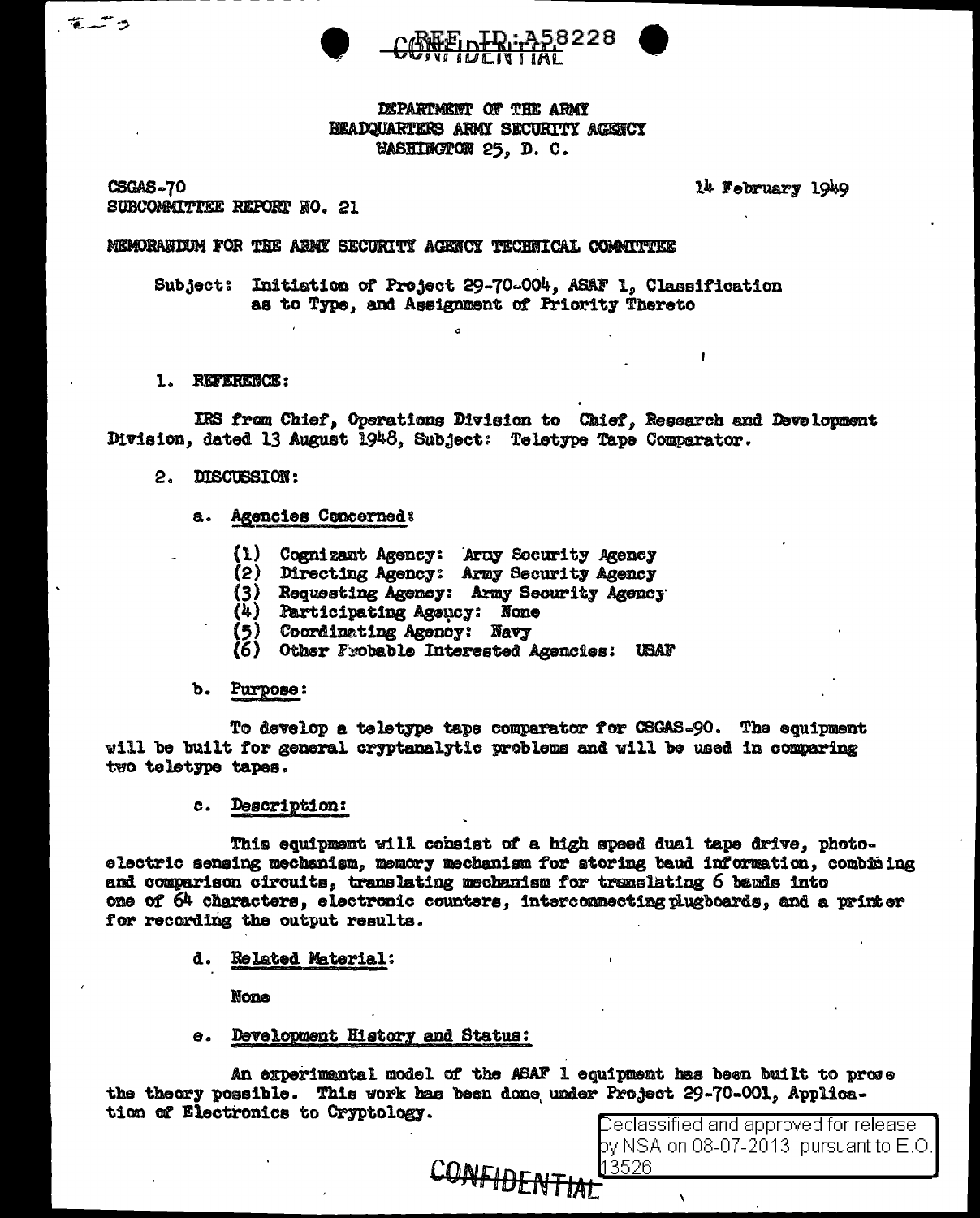REF ID:A58228

CONFIDENTIAL

DEPARTMENT OF THE ARMY
HEADQUARTERS ARMY SECURITY AGENCY
WASHINGTON 25, D. C.

CSGAS-70
SUBCOMMITTEE REPORT NO. 21

14 February 1949

MEMORANDUM FOR THE ARMY SECURITY AGENCY TECHNICAL COMMITTEE

Subject: Initiation of Project 29-70-004, ASAF 1, Classification as to Type, and Assignment of Priority Thereto

1. REFERENCE:

IRS from Chief, Operations Division to Chief, Research and Development Division, dated 13 August 1948, Subject: Teletype Tape Comparator.

2. DISCUSSION:

a. Agencies Concerned:

(1) Cognizant Agency: Army Security Agency
(2) Directing Agency: Army Security Agency
(3) Requesting Agency: Army Security Agency
(4) Participating Agency: None
(5) Coordinating Agency: Navy
(6) Other Probable Interested Agencies: USAF

b. Purpose:

To develop a teletype tape comparator for CSGAS-90. The equipment will be built for general cryptanalytic problems and will be used in comparing two teletype tapes.

c. Description:

This equipment will consist of a high speed dual tape drive, photoelectric sensing mechanism, memory mechanism for storing baud information, combining and comparison circuits, translating mechanism for translating 6 bauds into one of 64 characters, electronic counters, interconnecting plugboards, and a printer for recording the output results.

d. Related Material:

None

e. Development History and Status:

An experimental model of the ASAF 1 equipment has been built to prove the theory possible. This work has been done under Project 29-70-001, Application of Electronics to Cryptology.

Declassified and approved for release by NSA on 08-07-2013 pursuant to E.O. 13526

CONFIDENTIAL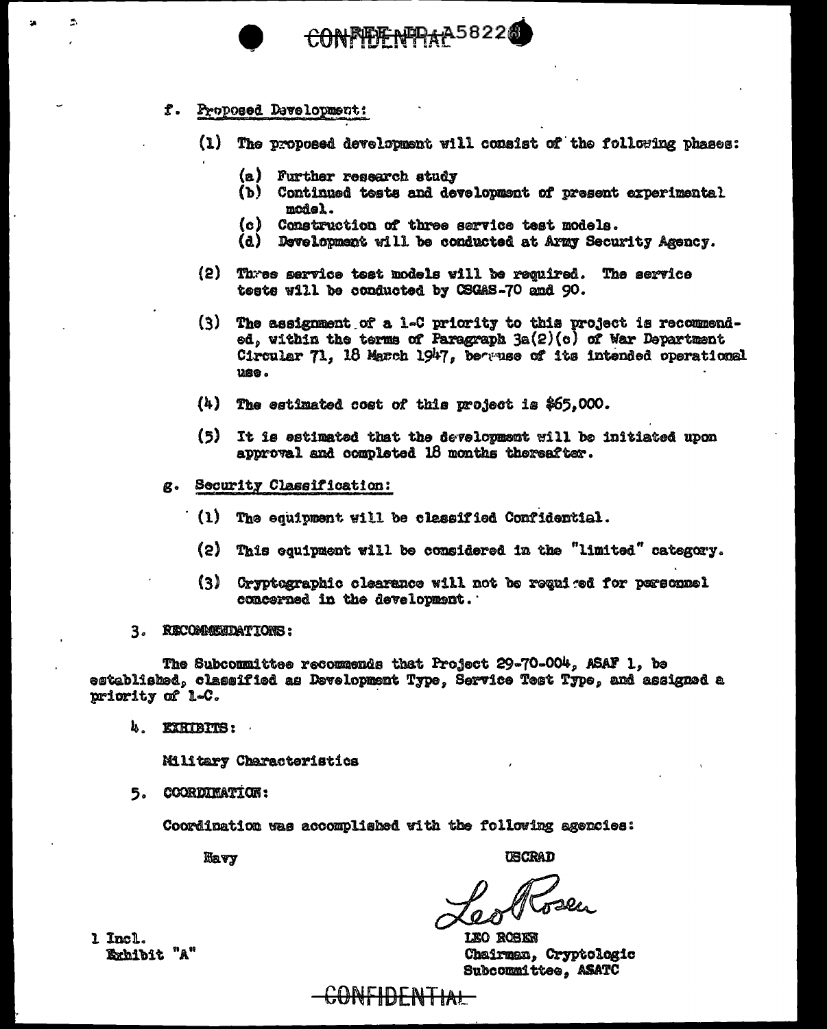f. Proposed Development:

(1) The proposed development will consist of the following phases:

(a) Further research study
(b) Continued tests and development of present experimental model.
(c) Construction of three service test models.
(d) Development will be conducted at Army Security Agency.

(2) Three service test models will be required. The service tests will be conducted by CSGAS-70 and 90.

(3) The assignment of a 1-C priority to this project is recommended, within the terms of Paragraph 3a(2)(c) of War Department Circular 71, 18 March 1947, because of its intended operational use.

(4) The estimated cost of this project is $65,000.

(5) It is estimated that the development will be initiated upon approval and completed 18 months thereafter.

g. Security Classification:

(1) The equipment will be classified Confidential.

(2) This equipment will be considered in the "limited" category.

(3) Cryptographic clearance will not be required for personnel concerned in the development.

3. RECOMMENDATIONS:

The Subcommittee recommends that Project 29-70-004, ASAF 1, be established, classified as Development Type, Service Test Type, and assigned a priority of 1-C.

4. EXHIBITS:

Military Characteristics

5. COORDINATION:

Coordination was accomplished with the following agencies:

Navy

USCRAD

Leo Rosen

LEO ROSEN
Chairman, Cryptologic Subcommittee, ASATC

1 Incl.
Exhibit "A"

CONFIDENTIAL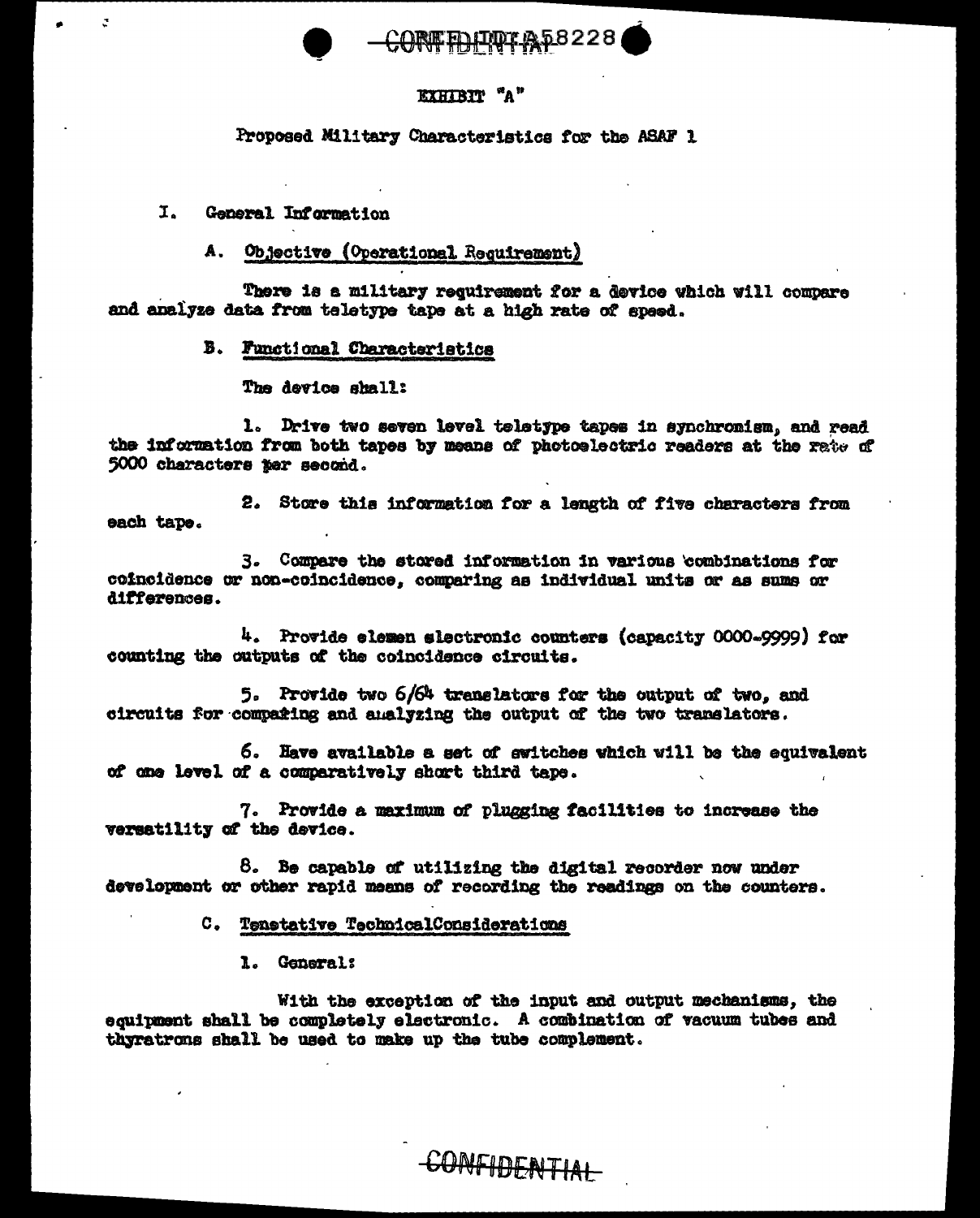EXHIBIT "A"

Proposed Military Characteristics for the ASAF 1

I. General Information

A. Objective (Operational Requirement)

There is a military requirement for a device which will compare and analyze data from teletype tape at a high rate of speed.

B. Functional Characteristics

The device shall:

1. Drive two seven level teletype tapes in synchronism, and read the information from both tapes by means of photoelectric readers at the rate of 5000 characters per second.

2. Store this information for a length of five characters from each tape.

3. Compare the stored information in various combinations for coincidence or non-coincidence, comparing as individual units or as sums or differences.

4. Provide eleven electronic counters (capacity 0000-9999) for counting the outputs of the coincidence circuits.

5. Provide two 6/64 translators for the output of two, and circuits for comparing and analyzing the output of the two translators.

6. Have available a set of switches which will be the equivalent of one level of a comparatively short third tape.

7. Provide a maximum of plugging facilities to increase the versatility of the device.

8. Be capable of utilizing the digital recorder now under development or other rapid means of recording the readings on the counters.

C. Tenetative TechnicalConsiderations

1. General:

With the exception of the input and output mechanisms, the equipment shall be completely electronic. A combination of vacuum tubes and thyratrons shall be used to make up the tube complement.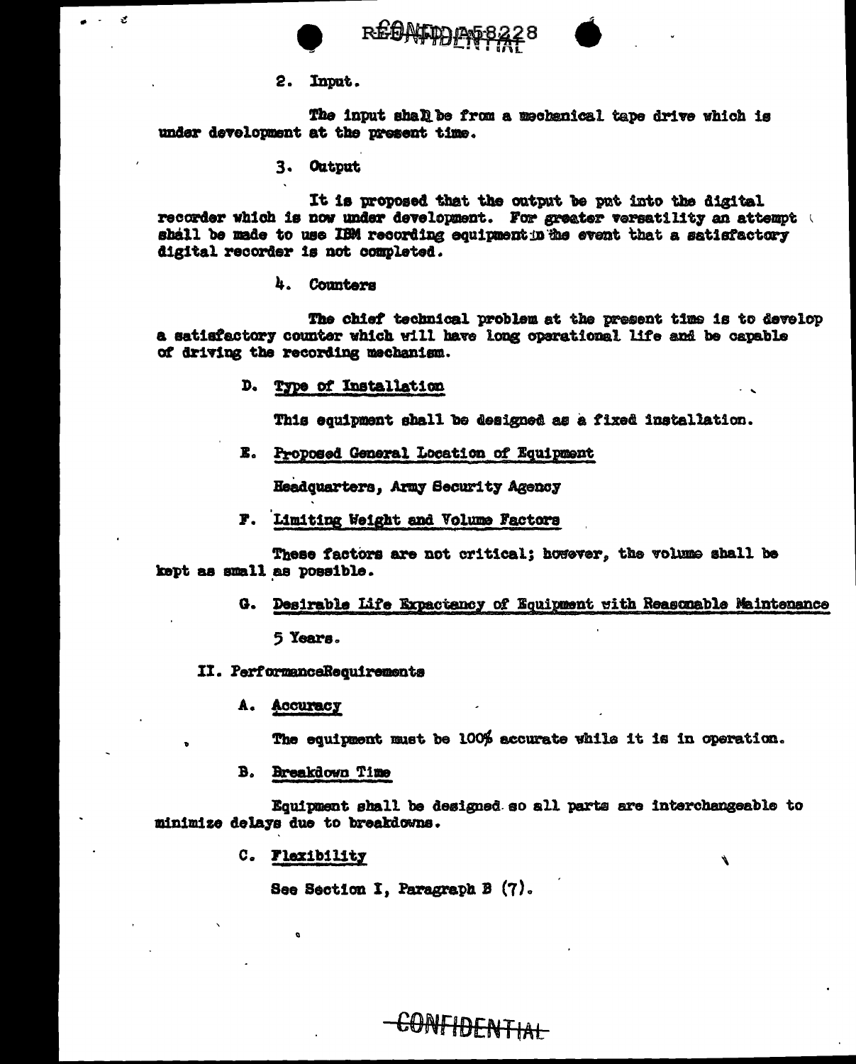2. Input.

The input shall be from a mechanical tape drive which is under development at the present time.

3. Output

It is proposed that the output be put into the digital recorder which is now under development. For greater versatility an attempt shall be made to use IBM recording equipment in the event that a satisfactory digital recorder is not completed.

4. Counters

The chief technical problem at the present time is to develop a satisfactory counter which will have long operational life and be capable of driving the recording mechanism.

D. Type of Installation

This equipment shall be designed as a fixed installation.

E. Proposed General Location of Equipment

Headquarters, Army Security Agency

F. Limiting Weight and Volume Factors

These factors are not critical; however, the volume shall be kept as small as possible.

G. Desirable Life Expectancy of Equipment with Reasonable Maintenance

5 Years.

II. PerformanceRequirements

A. Accuracy

The equipment must be 100% accurate while it is in operation.

B. Breakdown Time

Equipment shall be designed so all parts are interchangeable to minimize delays due to breakdowns.

C. Flexibility

See Section I, Paragraph B (7).

CONFIDENTIAL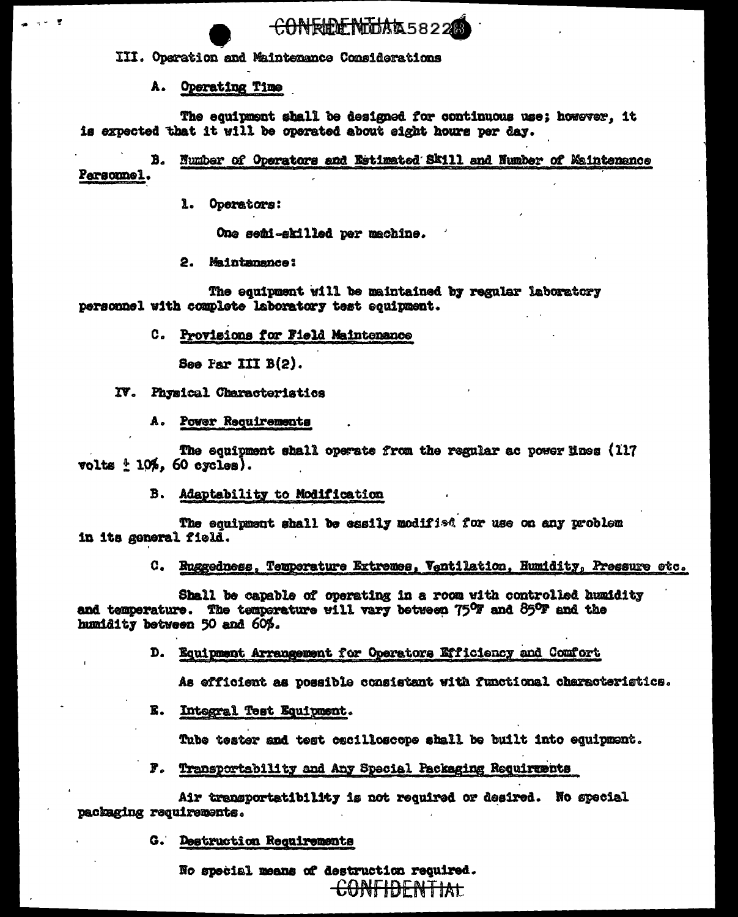III. Operation and Maintenance Considerations

A. Operating Time

The equipment shall be designed for continuous use; however, it is expected that it will be operated about eight hours per day.

B. Number of Operators and Estimated Skill and Number of Maintenance Personnel.

1. Operators:

One semi-skilled per machine.

2. Maintenance:

The equipment will be maintained by regular laboratory personnel with complete laboratory test equipment.

C. Provisions for Field Maintenance

See Par III B(2).

IV. Physical Characteristics

A. Power Requirements

The equipment shall operate from the regular ac power lines (117 volts ± 10%, 60 cycles).

B. Adaptability to Modification

The equipment shall be easily modified for use on any problem in its general field.

C. Ruggedness, Temperature Extremes, Ventilation, Humidity, Pressure etc.

Shall be capable of operating in a room with controlled humidity and temperature. The temperature will vary between 75°F and 85°F and the humidity between 50 and 60%.

D. Equipment Arrangement for Operators Efficiency and Comfort

As efficient as possible consistant with functional characteristics.

E. Integral Test Equipment.

Tube tester and test oscilloscope shall be built into equipment.

F. Transportability and Any Special Packaging Requirments

Air transportatibility is not required or desired. No special packaging requirements.

G. Destruction Requirements

No special means of destruction required.